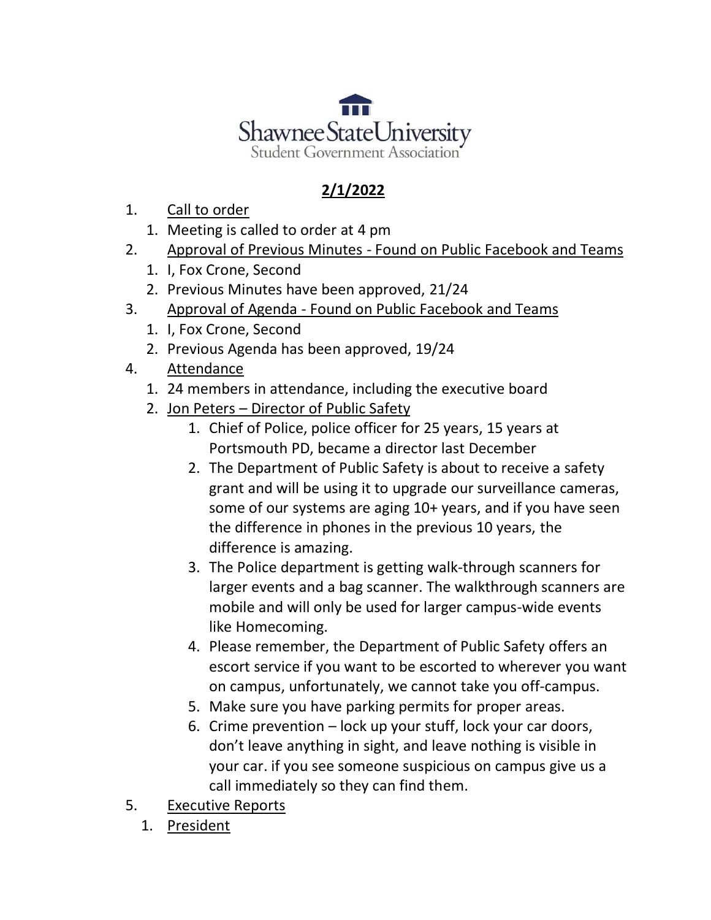Shawnee State University
Student Government Association

**2/1/2022**

1. Call to order
   1. Meeting is called to order at 4 pm
2. Approval of Previous Minutes - Found on Public Facebook and Teams
   1. I, Fox Crone, Second
   2. Previous Minutes have been approved, 21/24
3. Approval of Agenda - Found on Public Facebook and Teams
   1. I, Fox Crone, Second
   2. Previous Agenda has been approved, 19/24
4. Attendance
   1. 24 members in attendance, including the executive board
   2. Jon Peters – Director of Public Safety
      1. Chief of Police, police officer for 25 years, 15 years at Portsmouth PD, became a director last December
      2. The Department of Public Safety is about to receive a safety grant and will be using it to upgrade our surveillance cameras, some of our systems are aging 10+ years, and if you have seen the difference in phones in the previous 10 years, the difference is amazing.
      3. The Police department is getting walk-through scanners for larger events and a bag scanner. The walkthrough scanners are mobile and will only be used for larger campus-wide events like Homecoming.
      4. Please remember, the Department of Public Safety offers an escort service if you want to be escorted to wherever you want on campus, unfortunately, we cannot take you off-campus.
      5. Make sure you have parking permits for proper areas.
      6. Crime prevention – lock up your stuff, lock your car doors, don't leave anything in sight, and leave nothing is visible in your car. if you see someone suspicious on campus give us a call immediately so they can find them.
5. Executive Reports
   1. President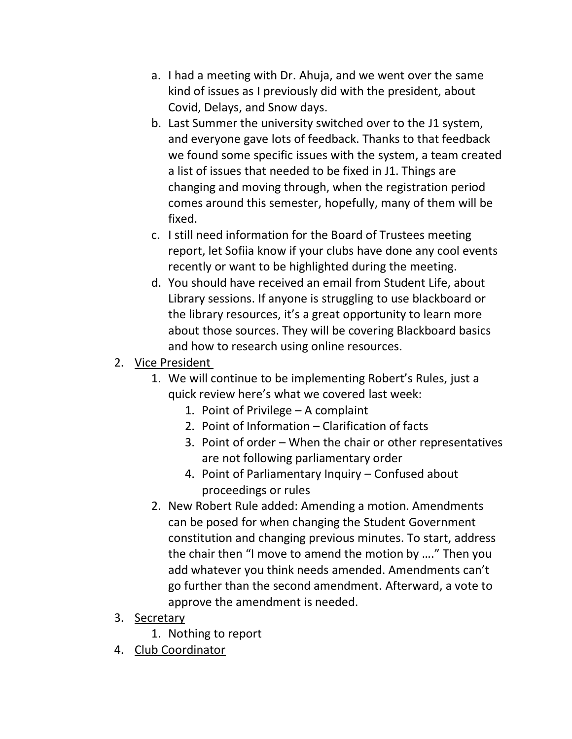a. I had a meeting with Dr. Ahuja, and we went over the same kind of issues as I previously did with the president, about Covid, Delays, and Snow days.
   b. Last Summer the university switched over to the J1 system, and everyone gave lots of feedback. Thanks to that feedback we found some specific issues with the system, a team created a list of issues that needed to be fixed in J1. Things are changing and moving through, when the registration period comes around this semester, hopefully, many of them will be fixed.
   c. I still need information for the Board of Trustees meeting report, let Sofiia know if your clubs have done any cool events recently or want to be highlighted during the meeting.
   d. You should have received an email from Student Life, about Library sessions. If anyone is struggling to use blackboard or the library resources, it's a great opportunity to learn more about those sources. They will be covering Blackboard basics and how to research using online resources.

2. <u>Vice President</u>
   1. We will continue to be implementing Robert's Rules, just a quick review here's what we covered last week:
      1. Point of Privilege – A complaint
      2. Point of Information – Clarification of facts
      3. Point of order – When the chair or other representatives are not following parliamentary order
      4. Point of Parliamentary Inquiry – Confused about proceedings or rules
   2. New Robert Rule added: Amending a motion. Amendments can be posed for when changing the Student Government constitution and changing previous minutes. To start, address the chair then "I move to amend the motion by …." Then you add whatever you think needs amended. Amendments can't go further than the second amendment. Afterward, a vote to approve the amendment is needed.
3. <u>Secretary</u>
   1. Nothing to report
4. <u>Club Coordinator</u>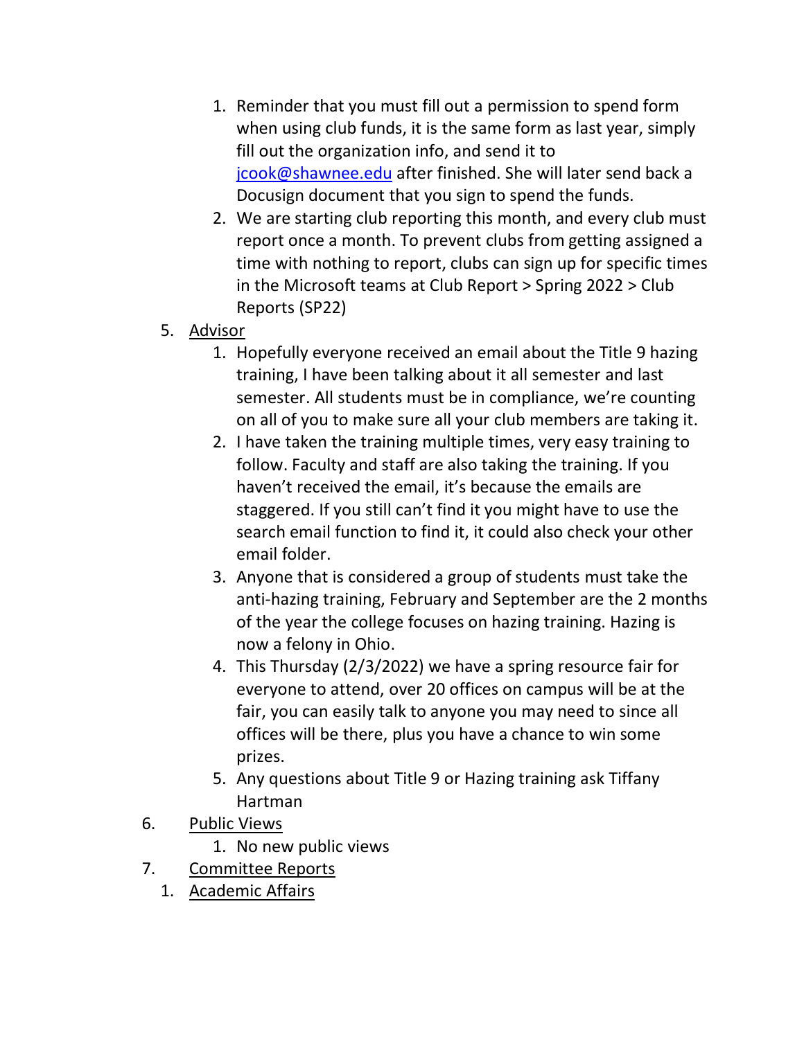1. Reminder that you must fill out a permission to spend form when using club funds, it is the same form as last year, simply fill out the organization info, and send it to [jcook@shawnee.edu](mailto:jcook@shawnee.edu) after finished. She will later send back a Docusign document that you sign to spend the funds.
2. We are starting club reporting this month, and every club must report once a month. To prevent clubs from getting assigned a time with nothing to report, clubs can sign up for specific times in the Microsoft teams at Club Report > Spring 2022 > Club Reports (SP22)

5. <u>Advisor</u>
   1. Hopefully everyone received an email about the Title 9 hazing training, I have been talking about it all semester and last semester. All students must be in compliance, we're counting on all of you to make sure all your club members are taking it.
   2. I have taken the training multiple times, very easy training to follow. Faculty and staff are also taking the training. If you haven't received the email, it's because the emails are staggered. If you still can't find it you might have to use the search email function to find it, it could also check your other email folder.
   3. Anyone that is considered a group of students must take the anti-hazing training, February and September are the 2 months of the year the college focuses on hazing training. Hazing is now a felony in Ohio.
   4. This Thursday (2/3/2022) we have a spring resource fair for everyone to attend, over 20 offices on campus will be at the fair, you can easily talk to anyone you may need to since all offices will be there, plus you have a chance to win some prizes.
   5. Any questions about Title 9 or Hazing training ask Tiffany Hartman

6. <u>Public Views</u>
   1. No new public views

7. <u>Committee Reports</u>
   1. <u>Academic Affairs</u>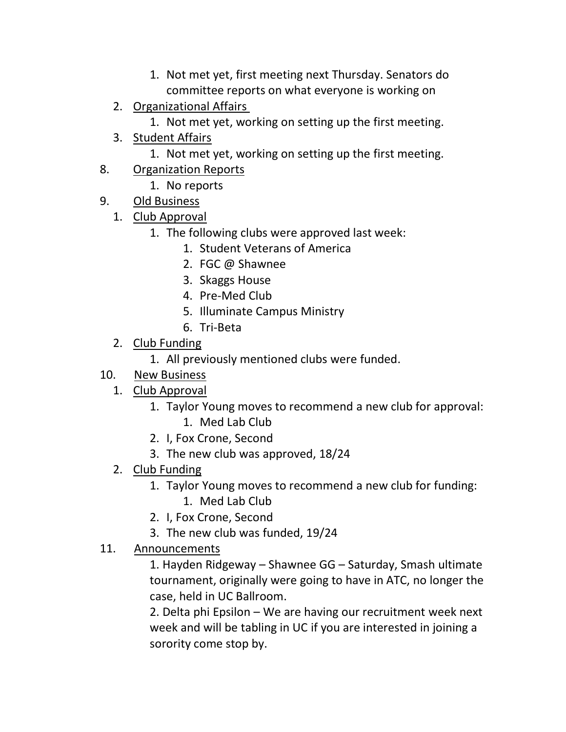1. Not met yet, first meeting next Thursday. Senators do committee reports on what everyone is working on
   2. <u>Organizational Affairs</u>
      1. Not met yet, working on setting up the first meeting.
   3. <u>Student Affairs</u>
      1. Not met yet, working on setting up the first meeting.

8. <u>Organization Reports</u>
   1. No reports
9. <u>Old Business</u>
   1. <u>Club Approval</u>
      1. The following clubs were approved last week:
         1. Student Veterans of America
         2. FGC @ Shawnee
         3. Skaggs House
         4. Pre-Med Club
         5. Illuminate Campus Ministry
         6. Tri-Beta
   2. <u>Club Funding</u>
      1. All previously mentioned clubs were funded.
10. <u>New Business</u>
    1. <u>Club Approval</u>
       1. Taylor Young moves to recommend a new club for approval:
          1. Med Lab Club
       2. I, Fox Crone, Second
       3. The new club was approved, 18/24
    2. <u>Club Funding</u>
       1. Taylor Young moves to recommend a new club for funding:
          1. Med Lab Club
       2. I, Fox Crone, Second
       3. The new club was funded, 19/24
11. <u>Announcements</u>

    1. Hayden Ridgeway – Shawnee GG – Saturday, Smash ultimate tournament, originally were going to have in ATC, no longer the case, held in UC Ballroom.

    2. Delta phi Epsilon – We are having our recruitment week next week and will be tabling in UC if you are interested in joining a sorority come stop by.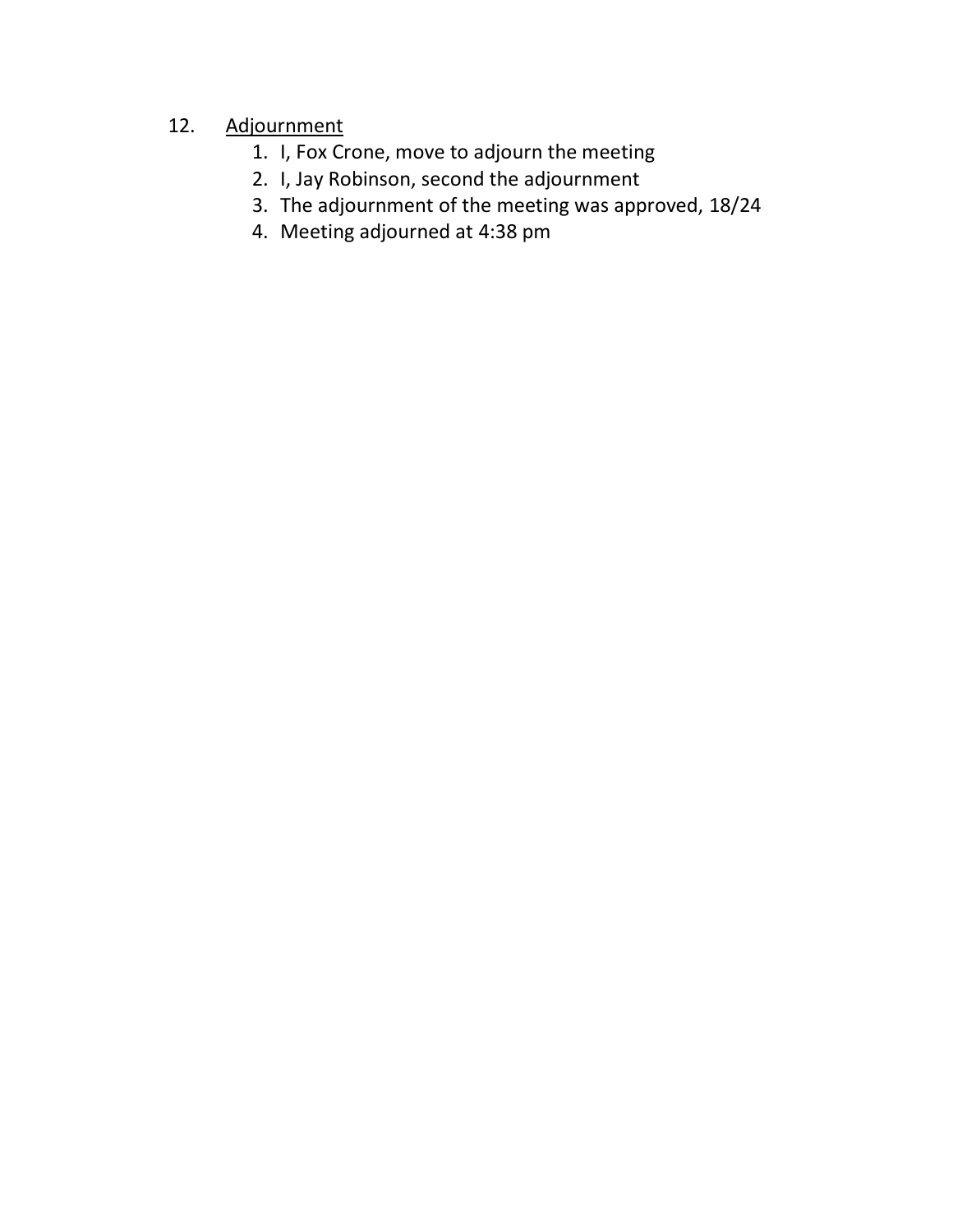12. <u>Adjournment</u>
    1. I, Fox Crone, move to adjourn the meeting
    2. I, Jay Robinson, second the adjournment
    3. The adjournment of the meeting was approved, 18/24
    4. Meeting adjourned at 4:38 pm